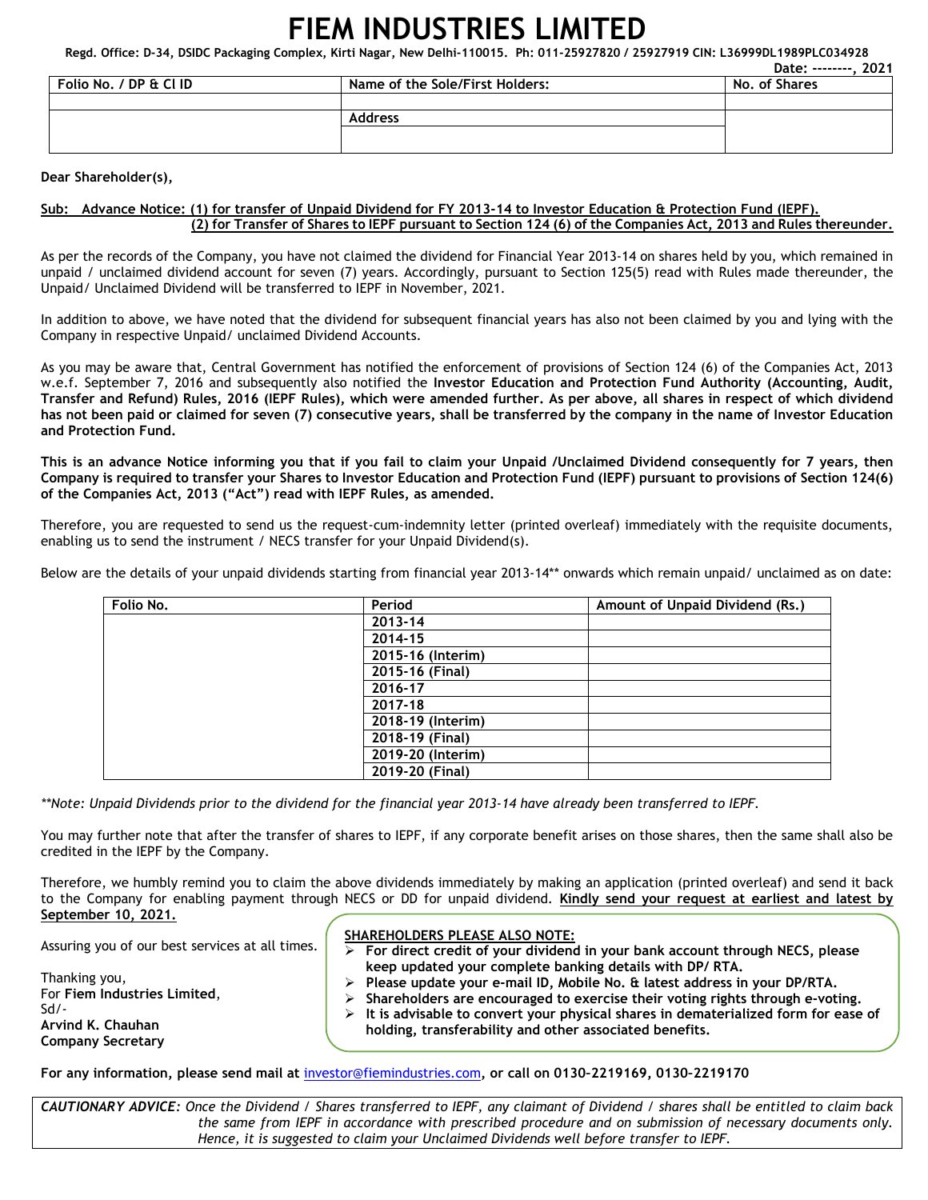# FIEM INDUSTRIES LIMITED

**Regd. Office: D-34, DSIDC Packaging Complex, Kirti Nagar, New Delhi-110015. Ph: 011-25927820 / 25927919 CIN: L36999DL1989PLC034928**

**Date: --------, 2021**

| Folio No. / DP & Cl ID | Name of the Sole/First Holders: | No. of Shares |
|---|---|---|
| | | |
| | Address | |
| | | |

**Dear Shareholder(s),**

**Sub: Advance Notice: (1) for transfer of Unpaid Dividend for FY 2013-14 to Investor Education & Protection Fund (IEPF). (2) for Transfer of Shares to IEPF pursuant to Section 124 (6) of the Companies Act, 2013 and Rules thereunder.**

As per the records of the Company, you have not claimed the dividend for Financial Year 2013-14 on shares held by you, which remained in unpaid / unclaimed dividend account for seven (7) years. Accordingly, pursuant to Section 125(5) read with Rules made thereunder, the Unpaid/ Unclaimed Dividend will be transferred to IEPF in November, 2021.

In addition to above, we have noted that the dividend for subsequent financial years has also not been claimed by you and lying with the Company in respective Unpaid/ unclaimed Dividend Accounts.

As you may be aware that, Central Government has notified the enforcement of provisions of Section 124 (6) of the Companies Act, 2013 w.e.f. September 7, 2016 and subsequently also notified the **Investor Education and Protection Fund Authority (Accounting, Audit, Transfer and Refund) Rules, 2016 (IEPF Rules), which were amended further. As per above, all shares in respect of which dividend has not been paid or claimed for seven (7) consecutive years, shall be transferred by the company in the name of Investor Education and Protection Fund.**

**This is an advance Notice informing you that if you fail to claim your Unpaid /Unclaimed Dividend consequently for 7 years, then Company is required to transfer your Shares to Investor Education and Protection Fund (IEPF) pursuant to provisions of Section 124(6) of the Companies Act, 2013 ("Act") read with IEPF Rules, as amended.**

Therefore, you are requested to send us the request-cum-indemnity letter (printed overleaf) immediately with the requisite documents, enabling us to send the instrument / NECS transfer for your Unpaid Dividend(s).

Below are the details of your unpaid dividends starting from financial year 2013-14** onwards which remain unpaid/ unclaimed as on date:

| Folio No. | Period | Amount of Unpaid Dividend (Rs.) |
|---|---|---|
| | 2013-14 | |
| | 2014-15 | |
| | 2015-16 (Interim) | |
| | 2015-16 (Final) | |
| | 2016-17 | |
| | 2017-18 | |
| | 2018-19 (Interim) | |
| | 2018-19 (Final) | |
| | 2019-20 (Interim) | |
| | 2019-20 (Final) | |

*\*\*Note: Unpaid Dividends prior to the dividend for the financial year 2013-14 have already been transferred to IEPF.*

You may further note that after the transfer of shares to IEPF, if any corporate benefit arises on those shares, then the same shall also be credited in the IEPF by the Company.

Therefore, we humbly remind you to claim the above dividends immediately by making an application (printed overleaf) and send it back to the Company for enabling payment through NECS or DD for unpaid dividend. **Kindly send your request at earliest and latest by September 10, 2021.**

Assuring you of our best services at all times.

Thanking you,
For **Fiem Industries Limited**,
Sd/-
**Arvind K. Chauhan**
**Company Secretary**

**SHAREHOLDERS PLEASE ALSO NOTE:**

- **For direct credit of your dividend in your bank account through NECS, please keep updated your complete banking details with DP/ RTA.**
- **Please update your e-mail ID, Mobile No. & latest address in your DP/RTA.**
- **Shareholders are encouraged to exercise their voting rights through e-voting.**
- **It is advisable to convert your physical shares in dematerialized form for ease of holding, transferability and other associated benefits.**

**For any information, please send mail at investor@fiemindustries.com, or call on 0130-2219169, 0130-2219170**

***CAUTIONARY ADVICE:*** *Once the Dividend / Shares transferred to IEPF, any claimant of Dividend / shares shall be entitled to claim back the same from IEPF in accordance with prescribed procedure and on submission of necessary documents only. Hence, it is suggested to claim your Unclaimed Dividends well before transfer to IEPF.*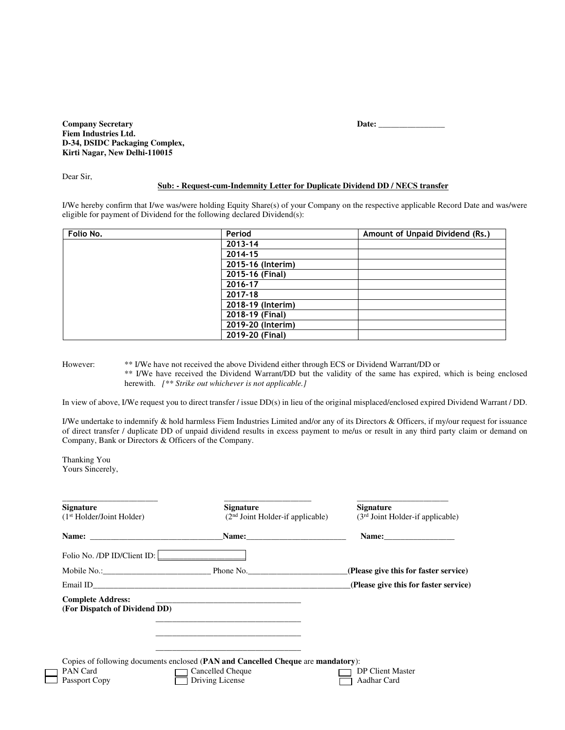**Company Secretary**
**Fiem Industries Ltd.**
**D-34, DSIDC Packaging Complex,**
**Kirti Nagar, New Delhi-110015**

**Date:** _______________

Dear Sir,

**Sub: - Request-cum-Indemnity Letter for Duplicate Dividend DD / NECS transfer**

I/We hereby confirm that I/we was/were holding Equity Share(s) of your Company on the respective applicable Record Date and was/were eligible for payment of Dividend for the following declared Dividend(s):

| Folio No. | Period | Amount of Unpaid Dividend (Rs.) |
|---|---|---|
| | 2013-14 | |
| | 2014-15 | |
| | 2015-16 (Interim) | |
| | 2015-16 (Final) | |
| | 2016-17 | |
| | 2017-18 | |
| | 2018-19 (Interim) | |
| | 2018-19 (Final) | |
| | 2019-20 (Interim) | |
| | 2019-20 (Final) | |

However: ** I/We have not received the above Dividend either through ECS or Dividend Warrant/DD or
** I/We have received the Dividend Warrant/DD but the validity of the same has expired, which is being enclosed herewith. *[** Strike out whichever is not applicable.]*

In view of above, I/We request you to direct transfer / issue DD(s) in lieu of the original misplaced/enclosed expired Dividend Warrant / DD.

I/We undertake to indemnify & hold harmless Fiem Industries Limited and/or any of its Directors & Officers, if my/our request for issuance of direct transfer / duplicate DD of unpaid dividend results in excess payment to me/us or result in any third party claim or demand on Company, Bank or Directors & Officers of the Company.

Thanking You
Yours Sincerely,

_______________________ **Signature** (1st Holder/Joint Holder)

_______________________ **Signature** (2nd Joint Holder-if applicable)

_______________________ **Signature** (3rd Joint Holder-if applicable)

**Name:** _______________________________ **Name:** ________________________ **Name:** ________________

Folio No. /DP ID/Client ID: ____________________

Mobile No.:__________________________ Phone No.________________________ **(Please give this for faster service)**

Email ID_______________________________________________________________ **(Please give this for faster service)**

**Complete Address:**
**(For Dispatch of Dividend DD)**
___________________________________
___________________________________
___________________________________
___________________________________

Copies of following documents enclosed (**PAN and Cancelled Cheque** are **mandatory**):

- [ ] PAN Card
- [ ] Passport Copy
- [ ] Cancelled Cheque
- [ ] Driving License
- [ ] DP Client Master
- [ ] Aadhar Card